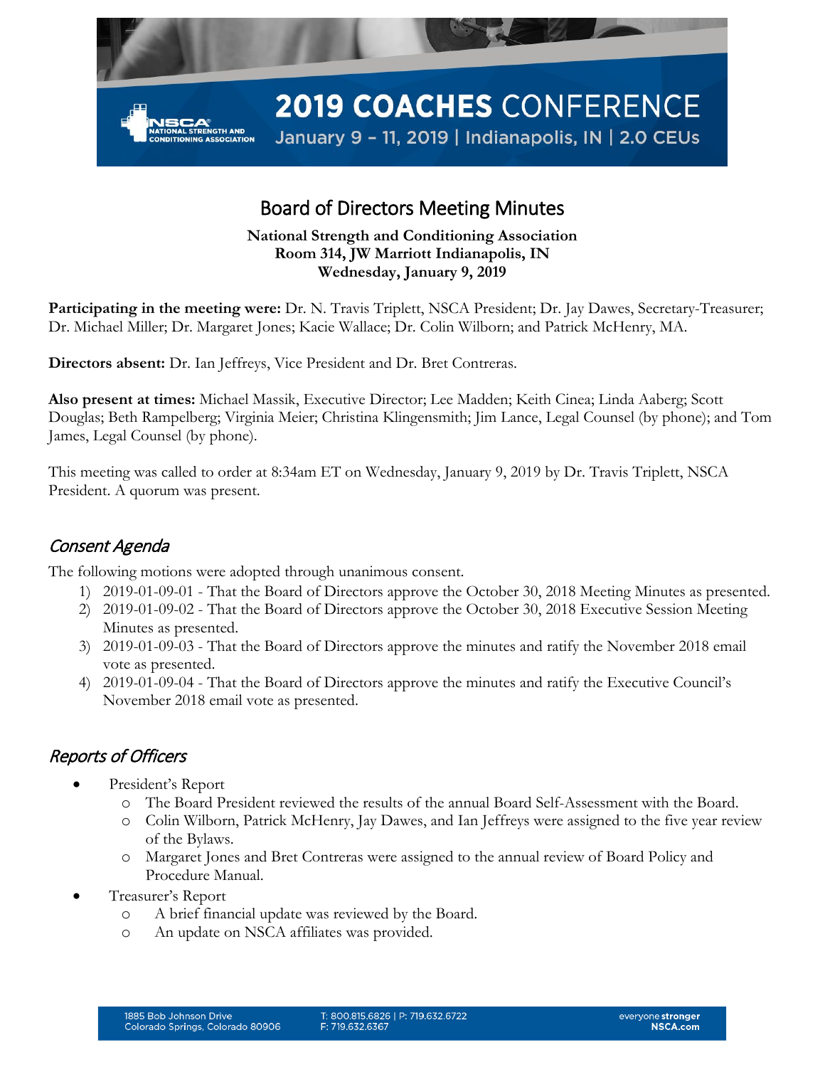# 2019 COACHES CONFERENCE

January 9 – 11, 2019 | Indianapolis, IN | 2.0 CEUs

## Board of Directors Meeting Minutes

**National Strength and Conditioning Association**
**Room 314, JW Marriott Indianapolis, IN**
**Wednesday, January 9, 2019**

**Participating in the meeting were:** Dr. N. Travis Triplett, NSCA President; Dr. Jay Dawes, Secretary-Treasurer; Dr. Michael Miller; Dr. Margaret Jones; Kacie Wallace; Dr. Colin Wilborn; and Patrick McHenry, MA.

**Directors absent:** Dr. Ian Jeffreys, Vice President and Dr. Bret Contreras.

**Also present at times:** Michael Massik, Executive Director; Lee Madden; Keith Cinea; Linda Aaberg; Scott Douglas; Beth Rampelberg; Virginia Meier; Christina Klingensmith; Jim Lance, Legal Counsel (by phone); and Tom James, Legal Counsel (by phone).

This meeting was called to order at 8:34am ET on Wednesday, January 9, 2019 by Dr. Travis Triplett, NSCA President. A quorum was present.

### *Consent Agenda*

The following motions were adopted through unanimous consent.

1) 2019-01-09-01 - That the Board of Directors approve the October 30, 2018 Meeting Minutes as presented.
2) 2019-01-09-02 - That the Board of Directors approve the October 30, 2018 Executive Session Meeting Minutes as presented.
3) 2019-01-09-03 - That the Board of Directors approve the minutes and ratify the November 2018 email vote as presented.
4) 2019-01-09-04 - That the Board of Directors approve the minutes and ratify the Executive Council's November 2018 email vote as presented.

### *Reports of Officers*

- President's Report
  - The Board President reviewed the results of the annual Board Self-Assessment with the Board.
  - Colin Wilborn, Patrick McHenry, Jay Dawes, and Ian Jeffreys were assigned to the five year review of the Bylaws.
  - Margaret Jones and Bret Contreras were assigned to the annual review of Board Policy and Procedure Manual.
- Treasurer's Report
  - A brief financial update was reviewed by the Board.
  - An update on NSCA affiliates was provided.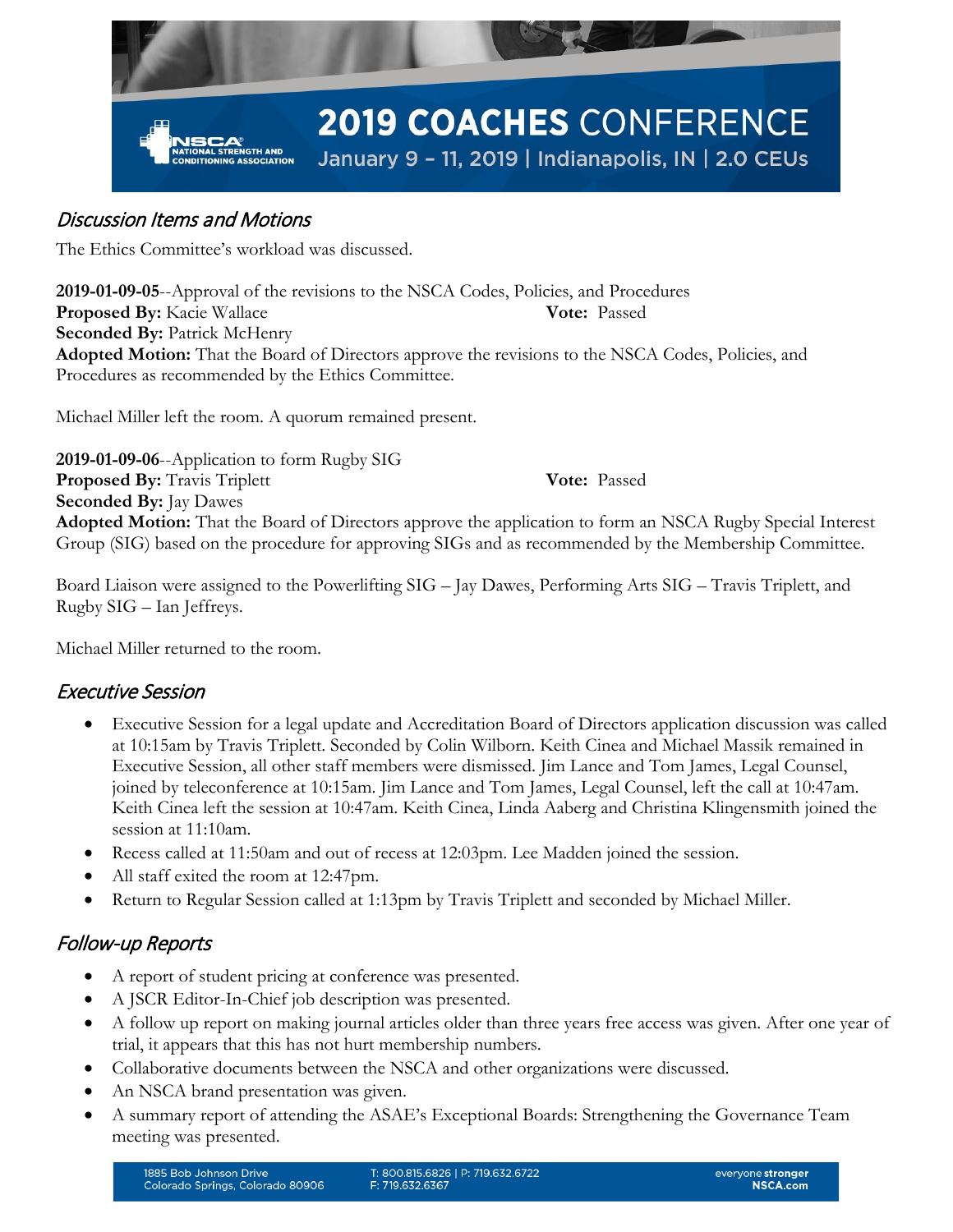## *Discussion Items and Motions*

The Ethics Committee's workload was discussed.

**2019-01-09-05**--Approval of the revisions to the NSCA Codes, Policies, and Procedures
**Proposed By:** Kacie Wallace **Vote:** Passed
**Seconded By:** Patrick McHenry
**Adopted Motion:** That the Board of Directors approve the revisions to the NSCA Codes, Policies, and Procedures as recommended by the Ethics Committee.

Michael Miller left the room. A quorum remained present.

**2019-01-09-06**--Application to form Rugby SIG
**Proposed By:** Travis Triplett **Vote:** Passed
**Seconded By:** Jay Dawes
**Adopted Motion:** That the Board of Directors approve the application to form an NSCA Rugby Special Interest Group (SIG) based on the procedure for approving SIGs and as recommended by the Membership Committee.

Board Liaison were assigned to the Powerlifting SIG – Jay Dawes, Performing Arts SIG – Travis Triplett, and Rugby SIG – Ian Jeffreys.

Michael Miller returned to the room.

## *Executive Session*

- Executive Session for a legal update and Accreditation Board of Directors application discussion was called at 10:15am by Travis Triplett. Seconded by Colin Wilborn. Keith Cinea and Michael Massik remained in Executive Session, all other staff members were dismissed. Jim Lance and Tom James, Legal Counsel, joined by teleconference at 10:15am. Jim Lance and Tom James, Legal Counsel, left the call at 10:47am. Keith Cinea left the session at 10:47am. Keith Cinea, Linda Aaberg and Christina Klingensmith joined the session at 11:10am.
- Recess called at 11:50am and out of recess at 12:03pm. Lee Madden joined the session.
- All staff exited the room at 12:47pm.
- Return to Regular Session called at 1:13pm by Travis Triplett and seconded by Michael Miller.

## *Follow-up Reports*

- A report of student pricing at conference was presented.
- A JSCR Editor-In-Chief job description was presented.
- A follow up report on making journal articles older than three years free access was given. After one year of trial, it appears that this has not hurt membership numbers.
- Collaborative documents between the NSCA and other organizations were discussed.
- An NSCA brand presentation was given.
- A summary report of attending the ASAE's Exceptional Boards: Strengthening the Governance Team meeting was presented.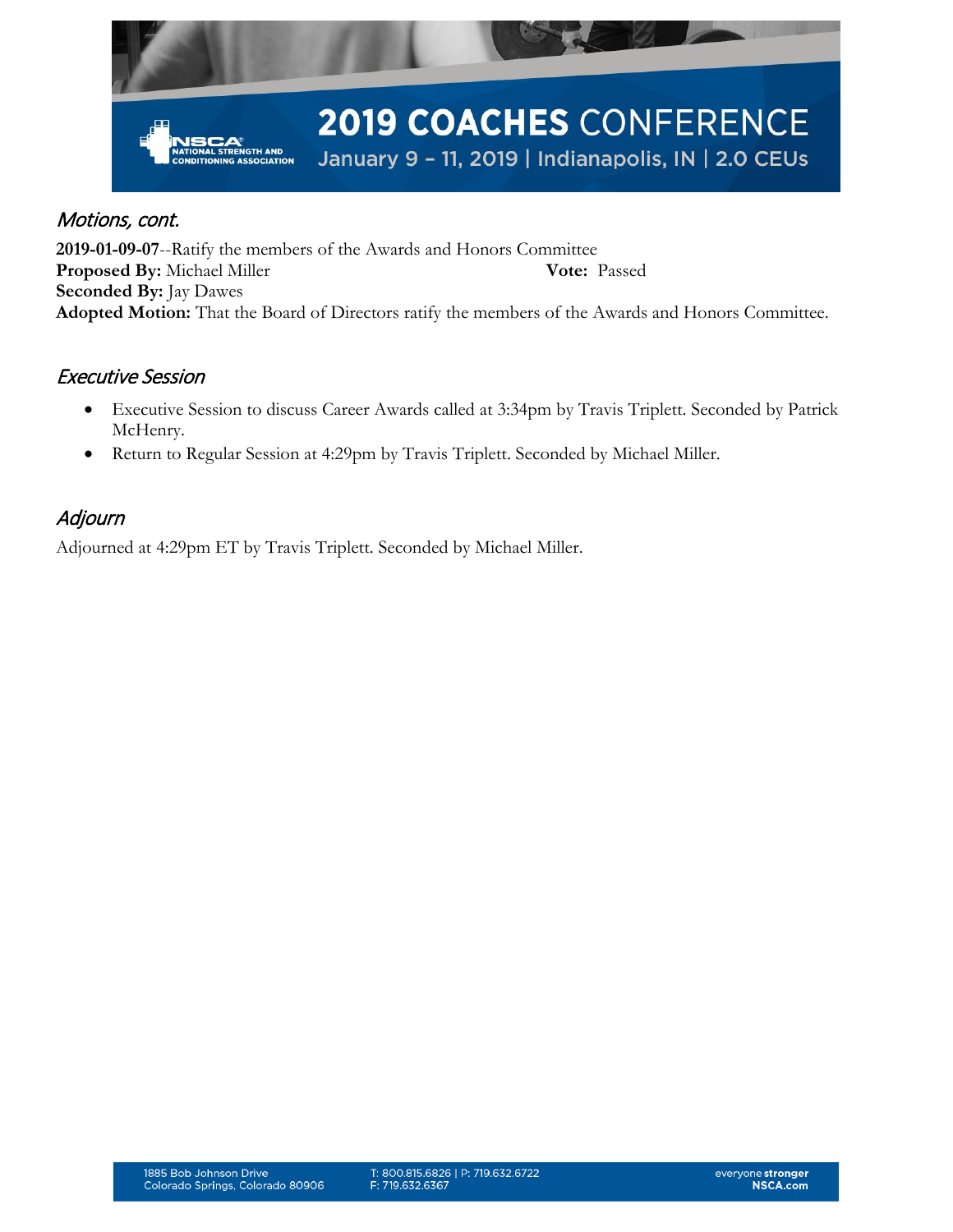## Motions, cont.

**2019-01-09-07**--Ratify the members of the Awards and Honors Committee
**Proposed By:** Michael Miller **Vote:** Passed
**Seconded By:** Jay Dawes
**Adopted Motion:** That the Board of Directors ratify the members of the Awards and Honors Committee.

## Executive Session

- Executive Session to discuss Career Awards called at 3:34pm by Travis Triplett. Seconded by Patrick McHenry.
- Return to Regular Session at 4:29pm by Travis Triplett. Seconded by Michael Miller.

## Adjourn

Adjourned at 4:29pm ET by Travis Triplett. Seconded by Michael Miller.